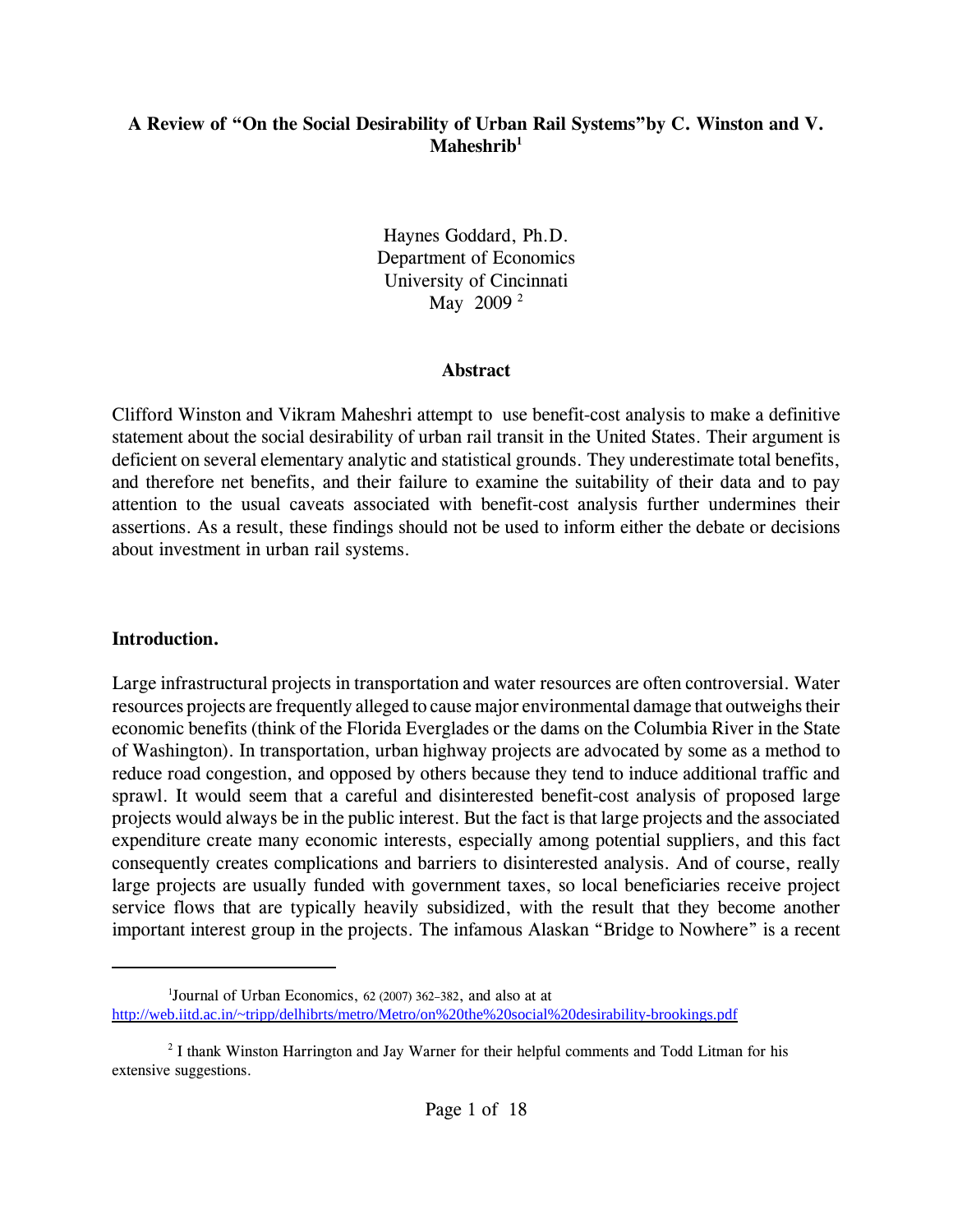**A Review of "On the Social Desirability of Urban Rail Systems"by C. Winston and V. Maheshrib[1]**

Haynes Goddard, Ph.D.
Department of Economics
University of Cincinnati
May 2009 [2]

**Abstract**

Clifford Winston and Vikram Maheshri attempt to use benefit-cost analysis to make a definitive statement about the social desirability of urban rail transit in the United States. Their argument is deficient on several elementary analytic and statistical grounds. They underestimate total benefits, and therefore net benefits, and their failure to examine the suitability of their data and to pay attention to the usual caveats associated with benefit-cost analysis further undermines their assertions. As a result, these findings should not be used to inform either the debate or decisions about investment in urban rail systems.

**Introduction.**

Large infrastructural projects in transportation and water resources are often controversial. Water resources projects are frequently alleged to cause major environmental damage that outweighs their economic benefits (think of the Florida Everglades or the dams on the Columbia River in the State of Washington). In transportation, urban highway projects are advocated by some as a method to reduce road congestion, and opposed by others because they tend to induce additional traffic and sprawl. It would seem that a careful and disinterested benefit-cost analysis of proposed large projects would always be in the public interest. But the fact is that large projects and the associated expenditure create many economic interests, especially among potential suppliers, and this fact consequently creates complications and barriers to disinterested analysis. And of course, really large projects are usually funded with government taxes, so local beneficiaries receive project service flows that are typically heavily subsidized, with the result that they become another important interest group in the projects. The infamous Alaskan "Bridge to Nowhere" is a recent

---

[1] Journal of Urban Economics, 62 (2007) 362–382, and also at at http://web.iitd.ac.in/~tripp/delhibrts/metro/Metro/on%20the%20social%20desirability-brookings.pdf

[2] I thank Winston Harrington and Jay Warner for their helpful comments and Todd Litman for his extensive suggestions.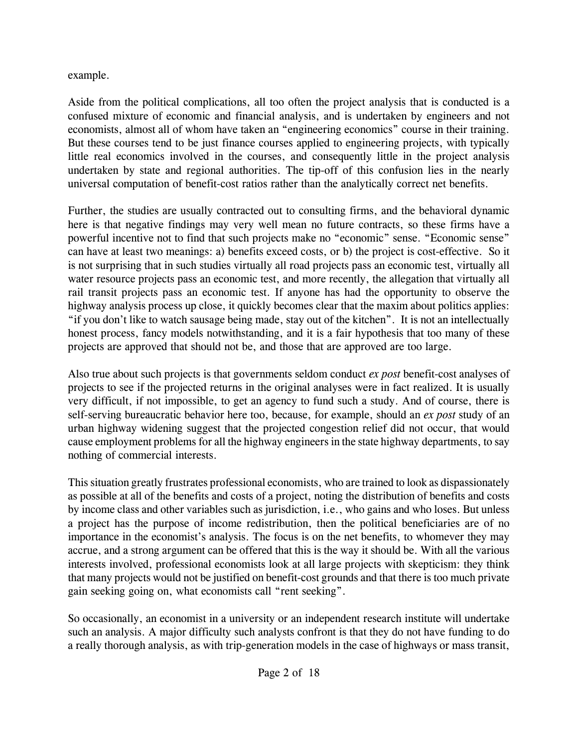example.

Aside from the political complications, all too often the project analysis that is conducted is a confused mixture of economic and financial analysis, and is undertaken by engineers and not economists, almost all of whom have taken an "engineering economics" course in their training. But these courses tend to be just finance courses applied to engineering projects, with typically little real economics involved in the courses, and consequently little in the project analysis undertaken by state and regional authorities. The tip-off of this confusion lies in the nearly universal computation of benefit-cost ratios rather than the analytically correct net benefits.

Further, the studies are usually contracted out to consulting firms, and the behavioral dynamic here is that negative findings may very well mean no future contracts, so these firms have a powerful incentive not to find that such projects make no "economic" sense. "Economic sense" can have at least two meanings: a) benefits exceed costs, or b) the project is cost-effective. So it is not surprising that in such studies virtually all road projects pass an economic test, virtually all water resource projects pass an economic test, and more recently, the allegation that virtually all rail transit projects pass an economic test. If anyone has had the opportunity to observe the highway analysis process up close, it quickly becomes clear that the maxim about politics applies: "if you don't like to watch sausage being made, stay out of the kitchen". It is not an intellectually honest process, fancy models notwithstanding, and it is a fair hypothesis that too many of these projects are approved that should not be, and those that are approved are too large.

Also true about such projects is that governments seldom conduct *ex post* benefit-cost analyses of projects to see if the projected returns in the original analyses were in fact realized. It is usually very difficult, if not impossible, to get an agency to fund such a study. And of course, there is self-serving bureaucratic behavior here too, because, for example, should an *ex post* study of an urban highway widening suggest that the projected congestion relief did not occur, that would cause employment problems for all the highway engineers in the state highway departments, to say nothing of commercial interests.

This situation greatly frustrates professional economists, who are trained to look as dispassionately as possible at all of the benefits and costs of a project, noting the distribution of benefits and costs by income class and other variables such as jurisdiction, i.e., who gains and who loses. But unless a project has the purpose of income redistribution, then the political beneficiaries are of no importance in the economist's analysis. The focus is on the net benefits, to whomever they may accrue, and a strong argument can be offered that this is the way it should be. With all the various interests involved, professional economists look at all large projects with skepticism: they think that many projects would not be justified on benefit-cost grounds and that there is too much private gain seeking going on, what economists call "rent seeking".

So occasionally, an economist in a university or an independent research institute will undertake such an analysis. A major difficulty such analysts confront is that they do not have funding to do a really thorough analysis, as with trip-generation models in the case of highways or mass transit,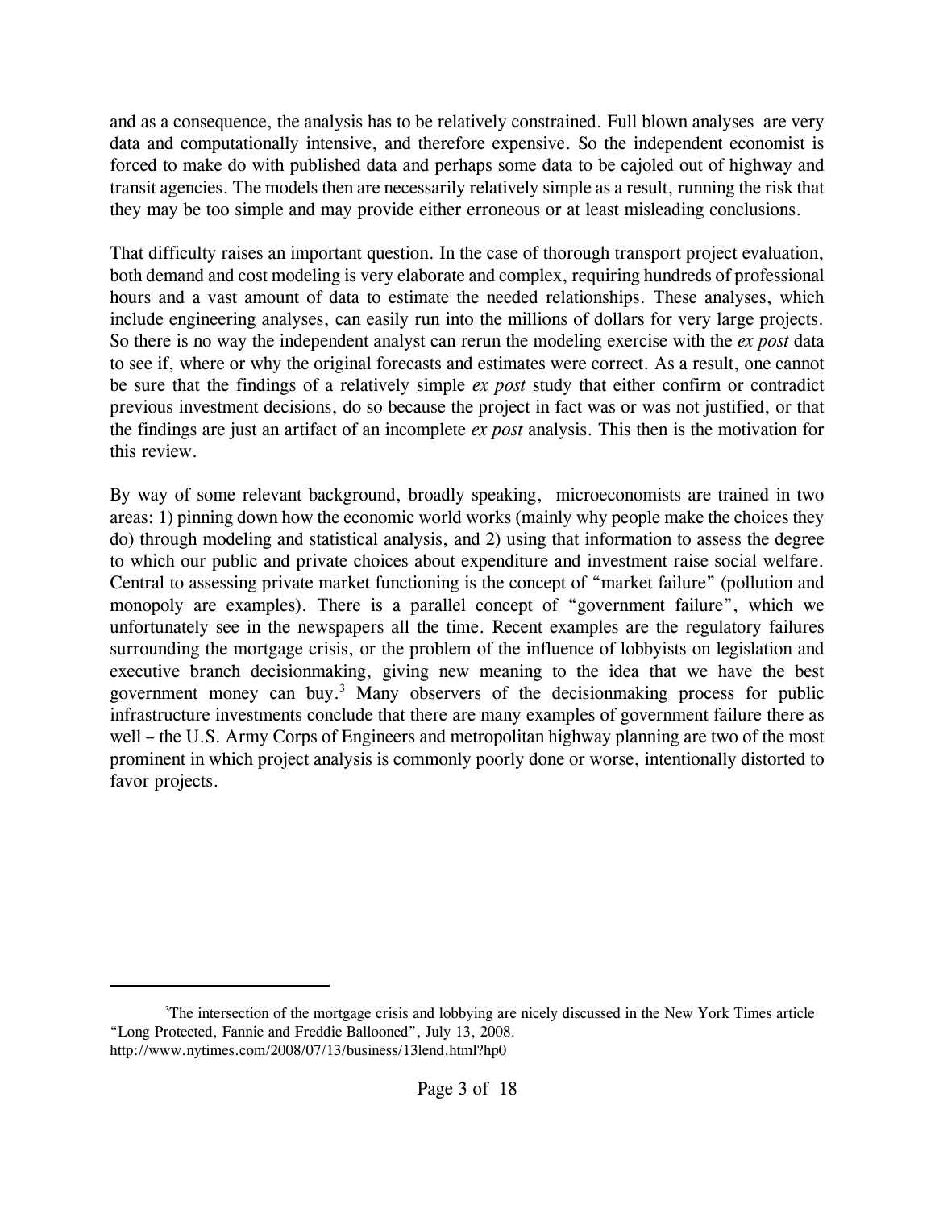and as a consequence, the analysis has to be relatively constrained. Full blown analyses are very data and computationally intensive, and therefore expensive. So the independent economist is forced to make do with published data and perhaps some data to be cajoled out of highway and transit agencies. The models then are necessarily relatively simple as a result, running the risk that they may be too simple and may provide either erroneous or at least misleading conclusions.

That difficulty raises an important question. In the case of thorough transport project evaluation, both demand and cost modeling is very elaborate and complex, requiring hundreds of professional hours and a vast amount of data to estimate the needed relationships. These analyses, which include engineering analyses, can easily run into the millions of dollars for very large projects. So there is no way the independent analyst can rerun the modeling exercise with the *ex post* data to see if, where or why the original forecasts and estimates were correct. As a result, one cannot be sure that the findings of a relatively simple *ex post* study that either confirm or contradict previous investment decisions, do so because the project in fact was or was not justified, or that the findings are just an artifact of an incomplete *ex post* analysis. This then is the motivation for this review.

By way of some relevant background, broadly speaking, microeconomists are trained in two areas: 1) pinning down how the economic world works (mainly why people make the choices they do) through modeling and statistical analysis, and 2) using that information to assess the degree to which our public and private choices about expenditure and investment raise social welfare. Central to assessing private market functioning is the concept of "market failure" (pollution and monopoly are examples). There is a parallel concept of "government failure", which we unfortunately see in the newspapers all the time. Recent examples are the regulatory failures surrounding the mortgage crisis, or the problem of the influence of lobbyists on legislation and executive branch decisionmaking, giving new meaning to the idea that we have the best government money can buy.[3] Many observers of the decisionmaking process for public infrastructure investments conclude that there are many examples of government failure there as well – the U.S. Army Corps of Engineers and metropolitan highway planning are two of the most prominent in which project analysis is commonly poorly done or worse, intentionally distorted to favor projects.

---

[3]The intersection of the mortgage crisis and lobbying are nicely discussed in the New York Times article "Long Protected, Fannie and Freddie Ballooned", July 13, 2008. http://www.nytimes.com/2008/07/13/business/13lend.html?hp0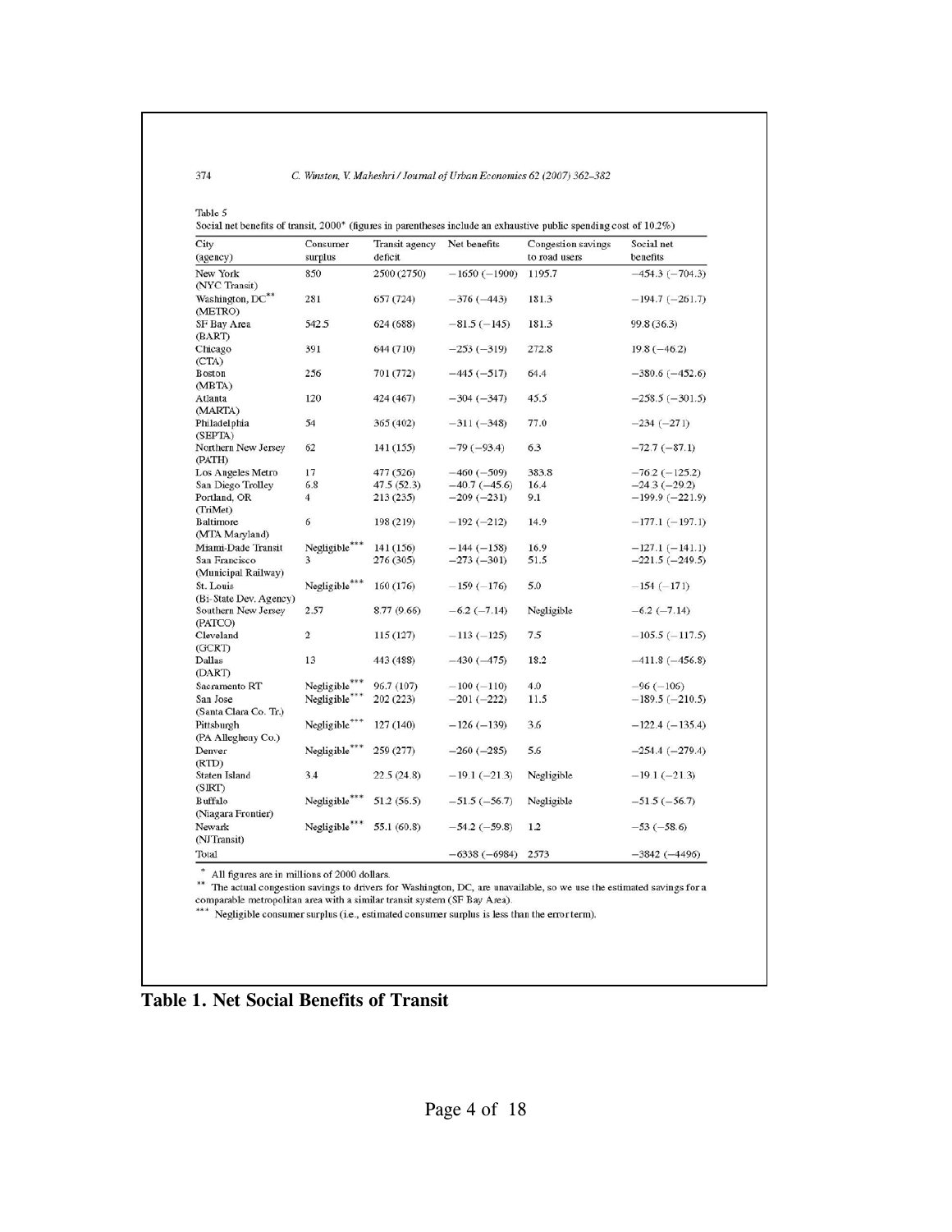374 C. Winston, V. Maheshri / Journal of Urban Economics 62 (2007) 362–382

Table 5

Social net benefits of transit, 2000* (figures in parentheses include an exhaustive public spending cost of 10.2%)

| City (agency) | Consumer surplus | Transit agency deficit | Net benefits | Congestion savings to road users | Social net benefits |
|---|---|---|---|---|---|
| New York (NYC Transit) | 850 | 2500 (2750) | −1650 (−1900) | 1195.7 | −454.3 (−704.3) |
| Washington, DC** (METRO) | 281 | 657 (724) | −376 (−443) | 181.3 | −194.7 (−261.7) |
| SF Bay Area (BART) | 542.5 | 624 (688) | −81.5 (−145) | 181.3 | 99.8 (36.3) |
| Chicago (CTA) | 391 | 644 (710) | −253 (−319) | 272.8 | 19.8 (−46.2) |
| Boston (MBTA) | 256 | 701 (772) | −445 (−517) | 64.4 | −380.6 (−452.6) |
| Atlanta (MARTA) | 120 | 424 (467) | −304 (−347) | 45.5 | −258.5 (−301.5) |
| Philadelphia (SEPTA) | 54 | 365 (402) | −311 (−348) | 77.0 | −234 (−271) |
| Northern New Jersey (PATH) | 62 | 141 (155) | −79 (−93.4) | 6.3 | −72.7 (−87.1) |
| Los Angeles Metro | 17 | 477 (526) | −460 (−509) | 383.8 | −76.2 (−125.2) |
| San Diego Trolley | 6.8 | 47.5 (52.3) | −40.7 (−45.6) | 16.4 | −24.3 (−29.2) |
| Portland, OR (TriMet) | 4 | 213 (235) | −209 (−231) | 9.1 | −199.9 (−221.9) |
| Baltimore (MTA Maryland) | 6 | 198 (219) | −192 (−212) | 14.9 | −177.1 (−197.1) |
| Miami-Dade Transit | Negligible*** | 141 (156) | −144 (−158) | 16.9 | −127.1 (−141.1) |
| San Francisco (Municipal Railway) | 3 | 276 (305) | −273 (−301) | 51.5 | −221.5 (−249.5) |
| St. Louis (Bi-State Dev. Agency) | Negligible*** | 160 (176) | −159 (−176) | 5.0 | −154 (−171) |
| Southern New Jersey (PATCO) | 2.57 | 8.77 (9.66) | −6.2 (−7.14) | Negligible | −6.2 (−7.14) |
| Cleveland (GCRT) | 2 | 115 (127) | −113 (−125) | 7.5 | −105.5 (−117.5) |
| Dallas (DART) | 13 | 443 (488) | −430 (−475) | 18.2 | −411.8 (−456.8) |
| Sacramento RT | Negligible*** | 96.7 (107) | −100 (−110) | 4.0 | −96 (−106) |
| San Jose (Santa Clara Co. Tr.) | Negligible*** | 202 (223) | −201 (−222) | 11.5 | −189.5 (−210.5) |
| Pittsburgh (PA Allegheny Co.) | Negligible*** | 127 (140) | −126 (−139) | 3.6 | −122.4 (−135.4) |
| Denver (RTD) | Negligible*** | 259 (277) | −260 (−285) | 5.6 | −254.4 (−279.4) |
| Staten Island (SIRT) | 3.4 | 22.5 (24.8) | −19.1 (−21.3) | Negligible | −19.1 (−21.3) |
| Buffalo (Niagara Frontier) | Negligible*** | 51.2 (56.5) | −51.5 (−56.7) | Negligible | −51.5 (−56.7) |
| Newark (NJTransit) | Negligible*** | 55.1 (60.8) | −54.2 (−59.8) | 1.2 | −53 (−58.6) |
| Total | | | −6338 (−6984) | 2573 | −3842 (−4496) |

\* All figures are in millions of 2000 dollars.

\** The actual congestion savings to drivers for Washington, DC, are unavailable, so we use the estimated savings for a comparable metropolitan area with a similar transit system (SF Bay Area).

\*** Negligible consumer surplus (i.e., estimated consumer surplus is less than the error term).

**Table 1. Net Social Benefits of Transit**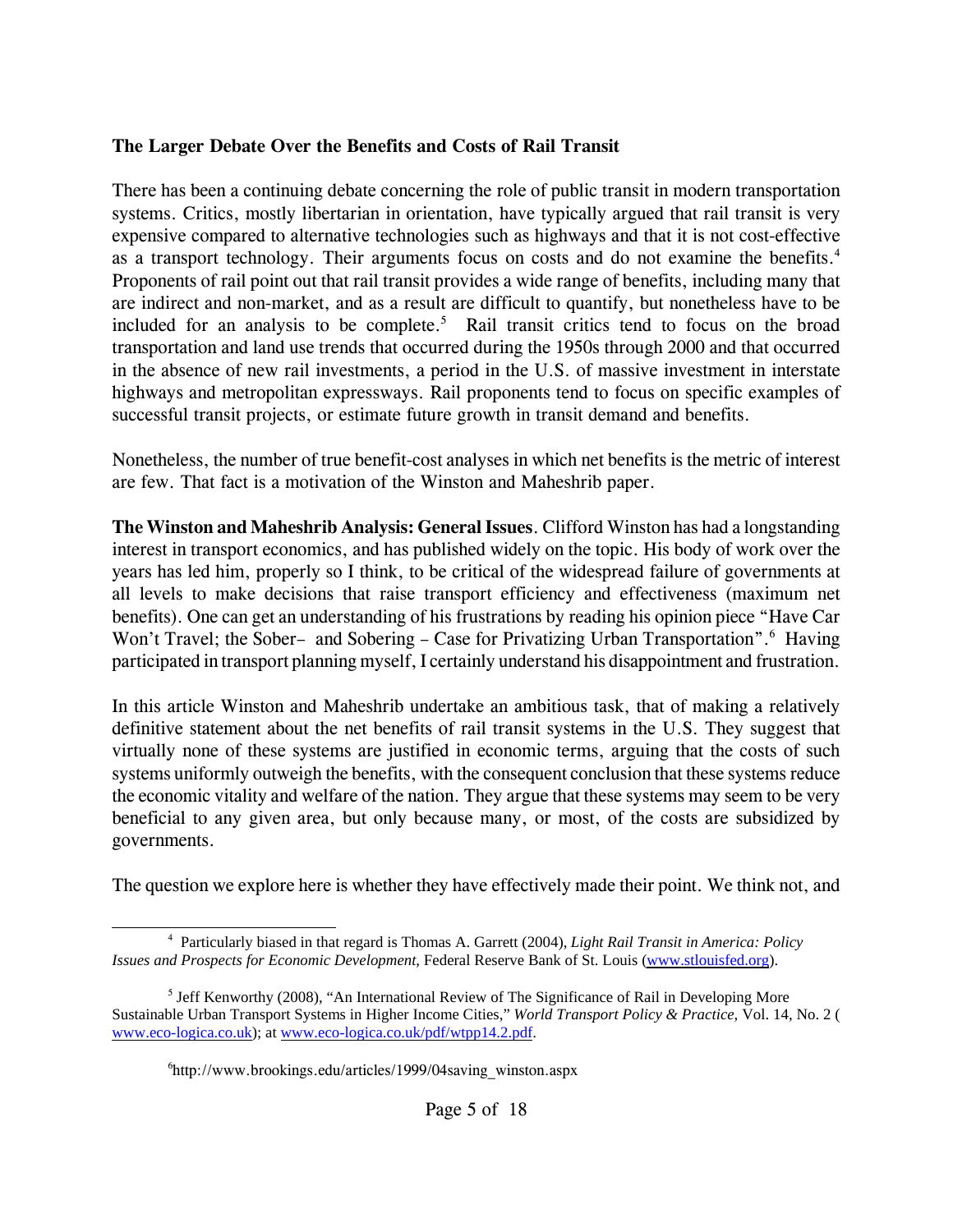**The Larger Debate Over the Benefits and Costs of Rail Transit**

There has been a continuing debate concerning the role of public transit in modern transportation systems. Critics, mostly libertarian in orientation, have typically argued that rail transit is very expensive compared to alternative technologies such as highways and that it is not cost-effective as a transport technology. Their arguments focus on costs and do not examine the benefits.[4] Proponents of rail point out that rail transit provides a wide range of benefits, including many that are indirect and non-market, and as a result are difficult to quantify, but nonetheless have to be included for an analysis to be complete.[5] Rail transit critics tend to focus on the broad transportation and land use trends that occurred during the 1950s through 2000 and that occurred in the absence of new rail investments, a period in the U.S. of massive investment in interstate highways and metropolitan expressways. Rail proponents tend to focus on specific examples of successful transit projects, or estimate future growth in transit demand and benefits.

Nonetheless, the number of true benefit-cost analyses in which net benefits is the metric of interest are few. That fact is a motivation of the Winston and Maheshrib paper.

**The Winston and Maheshrib Analysis: General Issues**. Clifford Winston has had a longstanding interest in transport economics, and has published widely on the topic. His body of work over the years has led him, properly so I think, to be critical of the widespread failure of governments at all levels to make decisions that raise transport efficiency and effectiveness (maximum net benefits). One can get an understanding of his frustrations by reading his opinion piece "Have Car Won't Travel; the Sober– and Sobering – Case for Privatizing Urban Transportation".[6] Having participated in transport planning myself, I certainly understand his disappointment and frustration.

In this article Winston and Maheshrib undertake an ambitious task, that of making a relatively definitive statement about the net benefits of rail transit systems in the U.S. They suggest that virtually none of these systems are justified in economic terms, arguing that the costs of such systems uniformly outweigh the benefits, with the consequent conclusion that these systems reduce the economic vitality and welfare of the nation. They argue that these systems may seem to be very beneficial to any given area, but only because many, or most, of the costs are subsidized by governments.

The question we explore here is whether they have effectively made their point. We think not, and

---

[4] Particularly biased in that regard is Thomas A. Garrett (2004), *Light Rail Transit in America: Policy Issues and Prospects for Economic Development*, Federal Reserve Bank of St. Louis (www.stlouisfed.org).

[5] Jeff Kenworthy (2008), "An International Review of The Significance of Rail in Developing More Sustainable Urban Transport Systems in Higher Income Cities," *World Transport Policy & Practice*, Vol. 14, No. 2 ( www.eco-logica.co.uk); at www.eco-logica.co.uk/pdf/wtpp14.2.pdf.

[6] http://www.brookings.edu/articles/1999/04saving_winston.aspx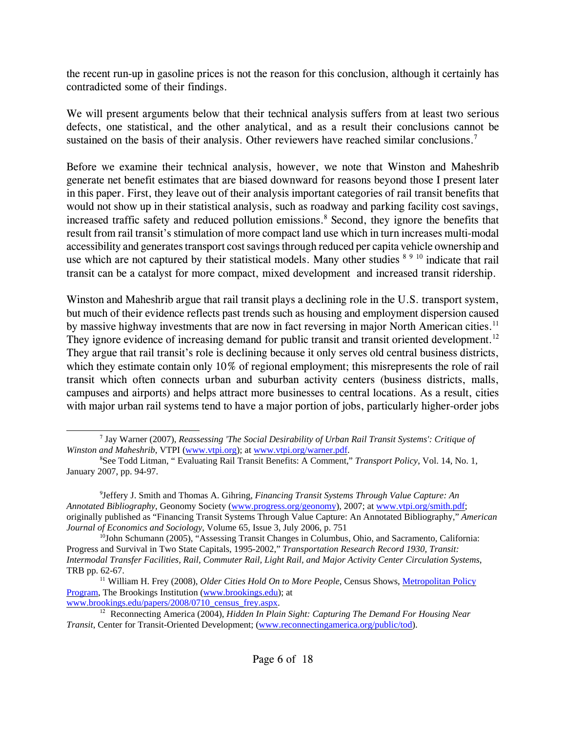the recent run-up in gasoline prices is not the reason for this conclusion, although it certainly has contradicted some of their findings.

We will present arguments below that their technical analysis suffers from at least two serious defects, one statistical, and the other analytical, and as a result their conclusions cannot be sustained on the basis of their analysis. Other reviewers have reached similar conclusions.[7]

Before we examine their technical analysis, however, we note that Winston and Maheshrib generate net benefit estimates that are biased downward for reasons beyond those I present later in this paper. First, they leave out of their analysis important categories of rail transit benefits that would not show up in their statistical analysis, such as roadway and parking facility cost savings, increased traffic safety and reduced pollution emissions.[8] Second, they ignore the benefits that result from rail transit's stimulation of more compact land use which in turn increases multi-modal accessibility and generates transport cost savings through reduced per capita vehicle ownership and use which are not captured by their statistical models. Many other studies [8] [9] [10] indicate that rail transit can be a catalyst for more compact, mixed development and increased transit ridership.

Winston and Maheshrib argue that rail transit plays a declining role in the U.S. transport system, but much of their evidence reflects past trends such as housing and employment dispersion caused by massive highway investments that are now in fact reversing in major North American cities.[11] They ignore evidence of increasing demand for public transit and transit oriented development.[12] They argue that rail transit's role is declining because it only serves old central business districts, which they estimate contain only 10% of regional employment; this misrepresents the role of rail transit which often connects urban and suburban activity centers (business districts, malls, campuses and airports) and helps attract more businesses to central locations. As a result, cities with major urban rail systems tend to have a major portion of jobs, particularly higher-order jobs

---

[7] Jay Warner (2007), *Reassessing 'The Social Desirability of Urban Rail Transit Systems': Critique of Winston and Maheshrib*, VTPI (www.vtpi.org); at www.vtpi.org/warner.pdf.

[8] See Todd Litman, " Evaluating Rail Transit Benefits: A Comment," *Transport Policy*, Vol. 14, No. 1, January 2007, pp. 94-97.

[9] Jeffery J. Smith and Thomas A. Gihring, *Financing Transit Systems Through Value Capture: An Annotated Bibliography*, Geonomy Society (www.progress.org/geonomy), 2007; at www.vtpi.org/smith.pdf; originally published as "Financing Transit Systems Through Value Capture: An Annotated Bibliography," *American Journal of Economics and Sociology*, Volume 65, Issue 3, July 2006, p. 751

[10] John Schumann (2005), "Assessing Transit Changes in Columbus, Ohio, and Sacramento, California: Progress and Survival in Two State Capitals, 1995-2002," *Transportation Research Record 1930, Transit: Intermodal Transfer Facilities, Rail, Commuter Rail, Light Rail, and Major Activity Center Circulation Systems*, TRB pp. 62-67.

[11] William H. Frey (2008), *Older Cities Hold On to More People*, Census Shows, Metropolitan Policy Program, The Brookings Institution (www.brookings.edu); at www.brookings.edu/papers/2008/0710_census_frey.aspx.

[12] Reconnecting America (2004), *Hidden In Plain Sight: Capturing The Demand For Housing Near Transit*, Center for Transit-Oriented Development; (www.reconnectingamerica.org/public/tod).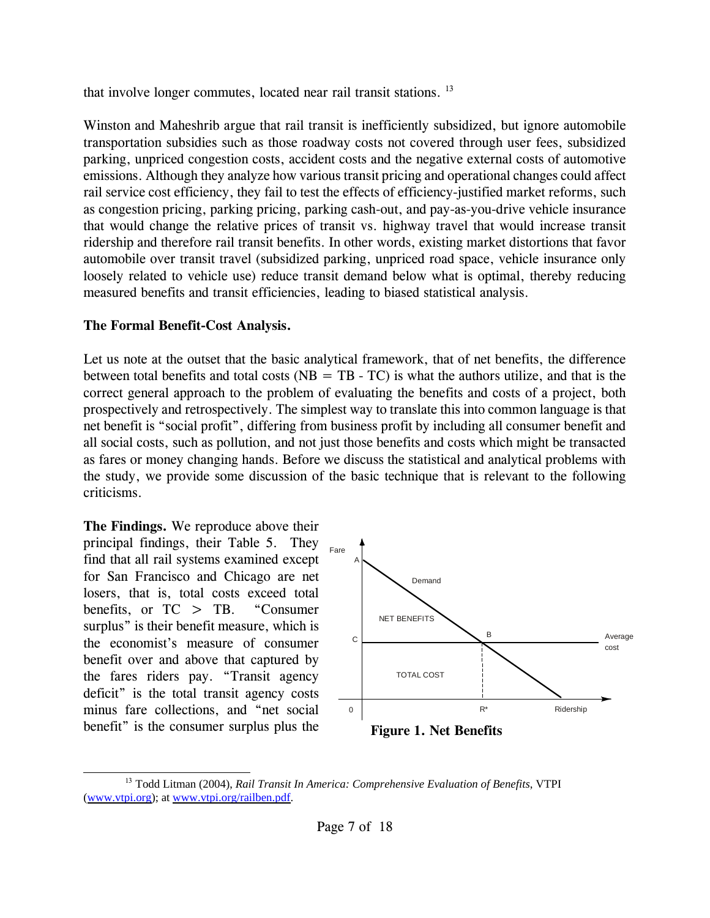that involve longer commutes, located near rail transit stations. [13]

Winston and Maheshrib argue that rail transit is inefficiently subsidized, but ignore automobile transportation subsidies such as those roadway costs not covered through user fees, subsidized parking, unpriced congestion costs, accident costs and the negative external costs of automotive emissions. Although they analyze how various transit pricing and operational changes could affect rail service cost efficiency, they fail to test the effects of efficiency-justified market reforms, such as congestion pricing, parking pricing, parking cash-out, and pay-as-you-drive vehicle insurance that would change the relative prices of transit vs. highway travel that would increase transit ridership and therefore rail transit benefits. In other words, existing market distortions that favor automobile over transit travel (subsidized parking, unpriced road space, vehicle insurance only loosely related to vehicle use) reduce transit demand below what is optimal, thereby reducing measured benefits and transit efficiencies, leading to biased statistical analysis.

**The Formal Benefit-Cost Analysis.**

Let us note at the outset that the basic analytical framework, that of net benefits, the difference between total benefits and total costs ($NB = TB - TC$) is what the authors utilize, and that is the correct general approach to the problem of evaluating the benefits and costs of a project, both prospectively and retrospectively. The simplest way to translate this into common language is that net benefit is "social profit", differing from business profit by including all consumer benefit and all social costs, such as pollution, and not just those benefits and costs which might be transacted as fares or money changing hands. Before we discuss the statistical and analytical problems with the study, we provide some discussion of the basic technique that is relevant to the following criticisms.

**The Findings.** We reproduce above their principal findings, their Table 5. They find that all rail systems examined except for San Francisco and Chicago are net losers, that is, total costs exceed total benefits, or $TC > TB$. "Consumer surplus" is their benefit measure, which is the economist's measure of consumer benefit over and above that captured by the fares riders pay. "Transit agency deficit" is the total transit agency costs minus fare collections, and "net social benefit" is the consumer surplus plus the

Fare
A
Demand
NET BENEFITS
B
C
Average cost
TOTAL COST
0
R*
Ridership

**Figure 1. Net Benefits**

[13] Todd Litman (2004), *Rail Transit In America: Comprehensive Evaluation of Benefits*, VTPI (www.vtpi.org); at www.vtpi.org/railben.pdf.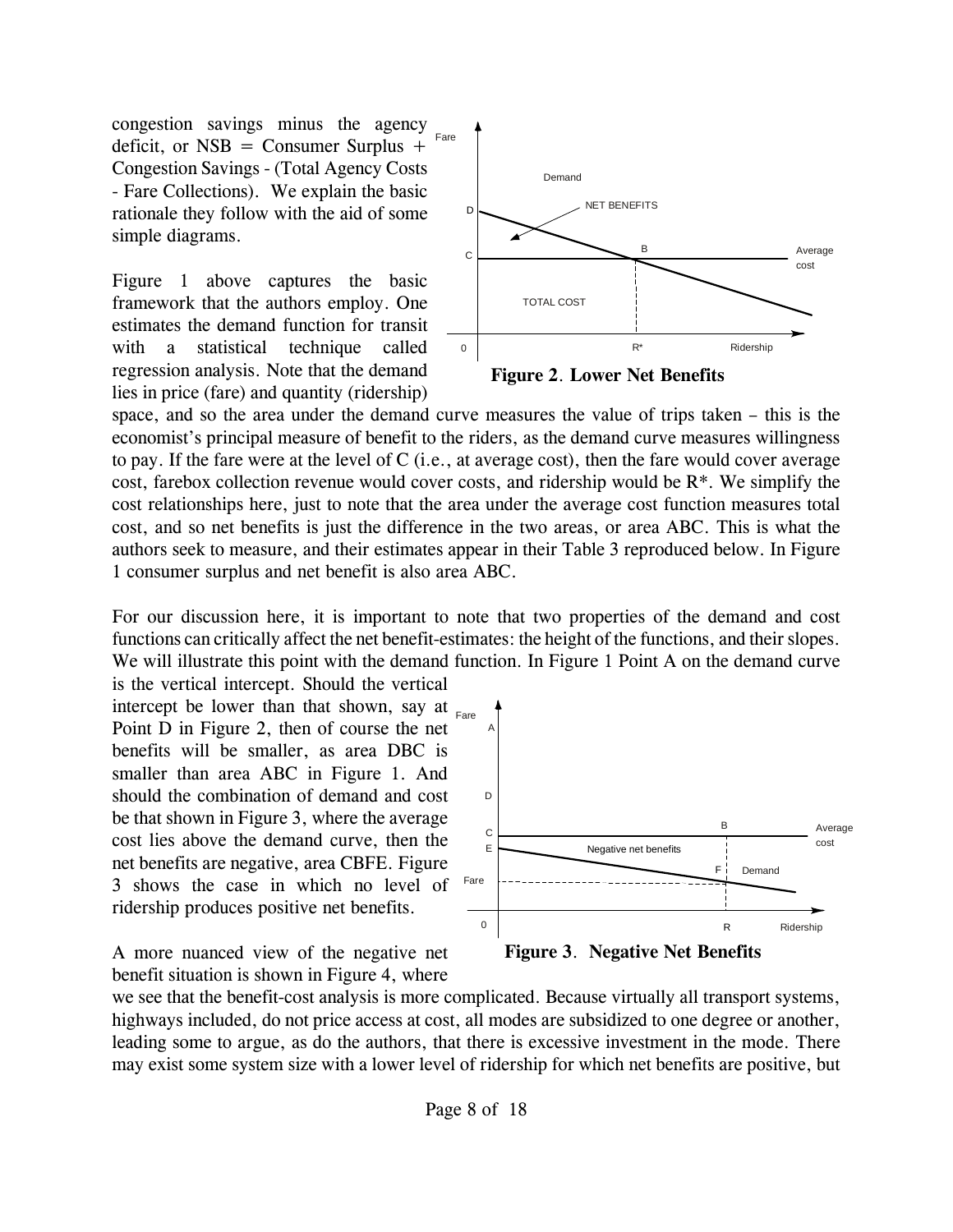congestion savings minus the agency deficit, or NSB = Consumer Surplus + Congestion Savings - (Total Agency Costs - Fare Collections). We explain the basic rationale they follow with the aid of some simple diagrams.

Fare
Demand
D
NET BENEFITS
C
B
Average cost
TOTAL COST
0
R*
Ridership

**Figure 2**. **Lower Net Benefits**

Figure 1 above captures the basic framework that the authors employ. One estimates the demand function for transit with a statistical technique called regression analysis. Note that the demand lies in price (fare) and quantity (ridership) space, and so the area under the demand curve measures the value of trips taken – this is the economist's principal measure of benefit to the riders, as the demand curve measures willingness to pay. If the fare were at the level of C (i.e., at average cost), then the fare would cover average cost, farebox collection revenue would cover costs, and ridership would be R*. We simplify the cost relationships here, just to note that the area under the average cost function measures total cost, and so net benefits is just the difference in the two areas, or area ABC. This is what the authors seek to measure, and their estimates appear in their Table 3 reproduced below. In Figure 1 consumer surplus and net benefit is also area ABC.

For our discussion here, it is important to note that two properties of the demand and cost functions can critically affect the net benefit-estimates: the height of the functions, and their slopes. We will illustrate this point with the demand function. In Figure 1 Point A on the demand curve is the vertical intercept. Should the vertical intercept be lower than that shown, say at Point D in Figure 2, then of course the net benefits will be smaller, as area DBC is smaller than area ABC in Figure 1. And should the combination of demand and cost be that shown in Figure 3, where the average cost lies above the demand curve, then the net benefits are negative, area CBFE. Figure 3 shows the case in which no level of ridership produces positive net benefits.

Fare
A
D
C
B
Average cost
E
Negative net benefits
F
Demand
Fare
0
R
Ridership

**Figure 3**. **Negative Net Benefits**

A more nuanced view of the negative net benefit situation is shown in Figure 4, where we see that the benefit-cost analysis is more complicated. Because virtually all transport systems, highways included, do not price access at cost, all modes are subsidized to one degree or another, leading some to argue, as do the authors, that there is excessive investment in the mode. There may exist some system size with a lower level of ridership for which net benefits are positive, but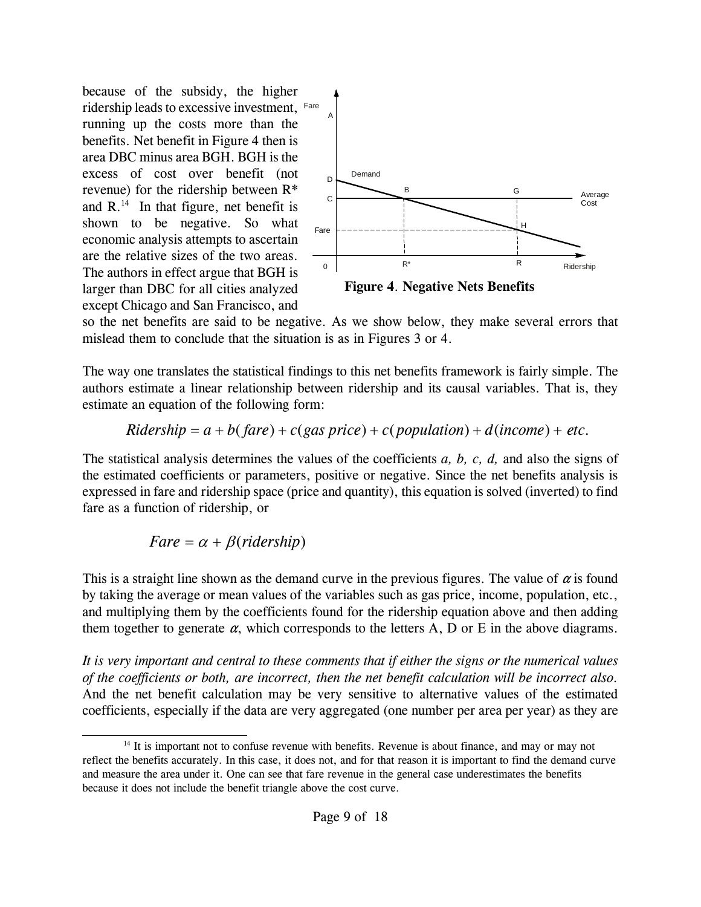because of the subsidy, the higher ridership leads to excessive investment, running up the costs more than the benefits. Net benefit in Figure 4 then is area DBC minus area BGH. BGH is the excess of cost over benefit (not revenue) for the ridership between R* and R.[14] In that figure, net benefit is shown to be negative. So what economic analysis attempts to ascertain are the relative sizes of the two areas. The authors in effect argue that BGH is larger than DBC for all cities analyzed except Chicago and San Francisco, and so the net benefits are said to be negative. As we show below, they make several errors that mislead them to conclude that the situation is as in Figures 3 or 4.

Fare
A
D
Demand
C
B
G
Average Cost
Fare
H
0
R*
R
Ridership

**Figure 4**. **Negative Nets Benefits**

The way one translates the statistical findings to this net benefits framework is fairly simple. The authors estimate a linear relationship between ridership and its causal variables. That is, they estimate an equation of the following form:

$$Ridership = a + b(fare) + c(gas\ price) + c(population) + d(income) + etc.$$

The statistical analysis determines the values of the coefficients *a, b, c, d,* and also the signs of the estimated coefficients or parameters, positive or negative. Since the net benefits analysis is expressed in fare and ridership space (price and quantity), this equation is solved (inverted) to find fare as a function of ridership, or

$$Fare = \alpha + \beta(ridership)$$

This is a straight line shown as the demand curve in the previous figures. The value of $\alpha$ is found by taking the average or mean values of the variables such as gas price, income, population, etc., and multiplying them by the coefficients found for the ridership equation above and then adding them together to generate $\alpha$, which corresponds to the letters A, D or E in the above diagrams.

*It is very important and central to these comments that if either the signs or the numerical values of the coefficients or both, are incorrect, then the net benefit calculation will be incorrect also.* And the net benefit calculation may be very sensitive to alternative values of the estimated coefficients, especially if the data are very aggregated (one number per area per year) as they are

[14] It is important not to confuse revenue with benefits. Revenue is about finance, and may or may not reflect the benefits accurately. In this case, it does not, and for that reason it is important to find the demand curve and measure the area under it. One can see that fare revenue in the general case underestimates the benefits because it does not include the benefit triangle above the cost curve.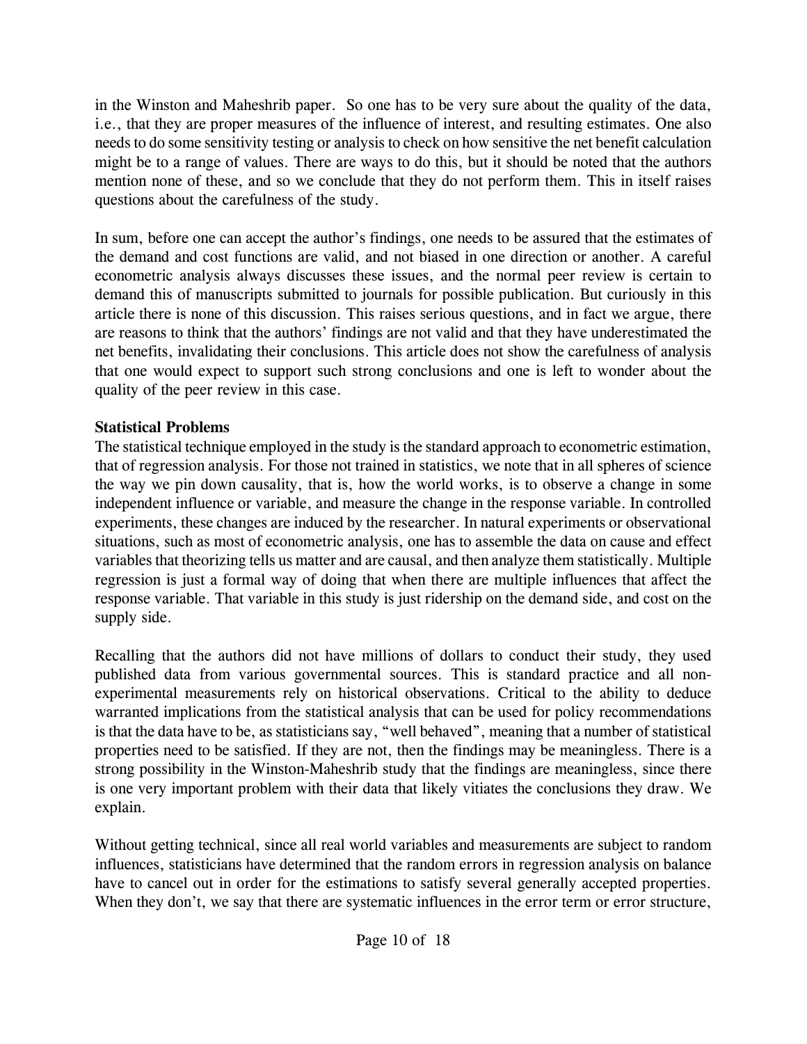in the Winston and Maheshrib paper. So one has to be very sure about the quality of the data, i.e., that they are proper measures of the influence of interest, and resulting estimates. One also needs to do some sensitivity testing or analysis to check on how sensitive the net benefit calculation might be to a range of values. There are ways to do this, but it should be noted that the authors mention none of these, and so we conclude that they do not perform them. This in itself raises questions about the carefulness of the study.

In sum, before one can accept the author's findings, one needs to be assured that the estimates of the demand and cost functions are valid, and not biased in one direction or another. A careful econometric analysis always discusses these issues, and the normal peer review is certain to demand this of manuscripts submitted to journals for possible publication. But curiously in this article there is none of this discussion. This raises serious questions, and in fact we argue, there are reasons to think that the authors' findings are not valid and that they have underestimated the net benefits, invalidating their conclusions. This article does not show the carefulness of analysis that one would expect to support such strong conclusions and one is left to wonder about the quality of the peer review in this case.

**Statistical Problems**

The statistical technique employed in the study is the standard approach to econometric estimation, that of regression analysis. For those not trained in statistics, we note that in all spheres of science the way we pin down causality, that is, how the world works, is to observe a change in some independent influence or variable, and measure the change in the response variable. In controlled experiments, these changes are induced by the researcher. In natural experiments or observational situations, such as most of econometric analysis, one has to assemble the data on cause and effect variables that theorizing tells us matter and are causal, and then analyze them statistically. Multiple regression is just a formal way of doing that when there are multiple influences that affect the response variable. That variable in this study is just ridership on the demand side, and cost on the supply side.

Recalling that the authors did not have millions of dollars to conduct their study, they used published data from various governmental sources. This is standard practice and all non-experimental measurements rely on historical observations. Critical to the ability to deduce warranted implications from the statistical analysis that can be used for policy recommendations is that the data have to be, as statisticians say, "well behaved", meaning that a number of statistical properties need to be satisfied. If they are not, then the findings may be meaningless. There is a strong possibility in the Winston-Maheshrib study that the findings are meaningless, since there is one very important problem with their data that likely vitiates the conclusions they draw. We explain.

Without getting technical, since all real world variables and measurements are subject to random influences, statisticians have determined that the random errors in regression analysis on balance have to cancel out in order for the estimations to satisfy several generally accepted properties. When they don't, we say that there are systematic influences in the error term or error structure,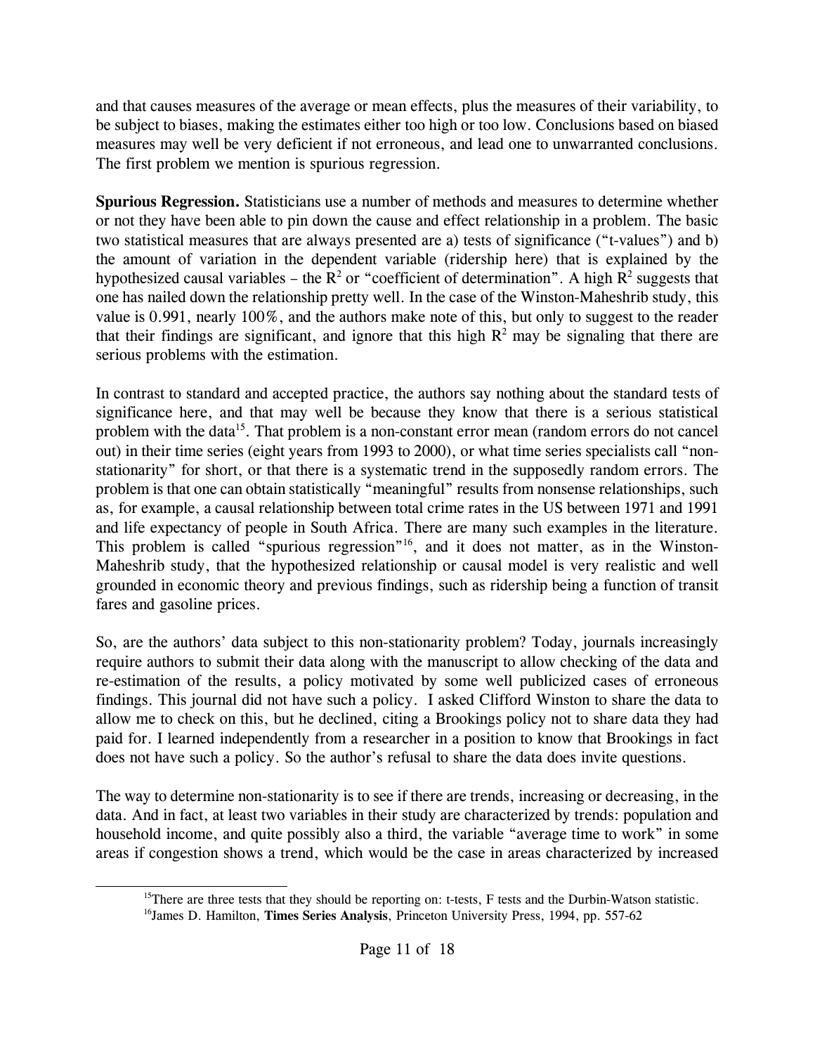and that causes measures of the average or mean effects, plus the measures of their variability, to be subject to biases, making the estimates either too high or too low. Conclusions based on biased measures may well be very deficient if not erroneous, and lead one to unwarranted conclusions. The first problem we mention is spurious regression.

**Spurious Regression.** Statisticians use a number of methods and measures to determine whether or not they have been able to pin down the cause and effect relationship in a problem. The basic two statistical measures that are always presented are a) tests of significance ("t-values") and b) the amount of variation in the dependent variable (ridership here) that is explained by the hypothesized causal variables – the $R^2$ or "coefficient of determination". A high $R^2$ suggests that one has nailed down the relationship pretty well. In the case of the Winston-Maheshrib study, this value is 0.991, nearly 100%, and the authors make note of this, but only to suggest to the reader that their findings are significant, and ignore that this high $R^2$ may be signaling that there are serious problems with the estimation.

In contrast to standard and accepted practice, the authors say nothing about the standard tests of significance here, and that may well be because they know that there is a serious statistical problem with the data[15]. That problem is a non-constant error mean (random errors do not cancel out) in their time series (eight years from 1993 to 2000), or what time series specialists call "non-stationarity" for short, or that there is a systematic trend in the supposedly random errors. The problem is that one can obtain statistically "meaningful" results from nonsense relationships, such as, for example, a causal relationship between total crime rates in the US between 1971 and 1991 and life expectancy of people in South Africa. There are many such examples in the literature. This problem is called "spurious regression"[16], and it does not matter, as in the Winston-Maheshrib study, that the hypothesized relationship or causal model is very realistic and well grounded in economic theory and previous findings, such as ridership being a function of transit fares and gasoline prices.

So, are the authors' data subject to this non-stationarity problem? Today, journals increasingly require authors to submit their data along with the manuscript to allow checking of the data and re-estimation of the results, a policy motivated by some well publicized cases of erroneous findings. This journal did not have such a policy. I asked Clifford Winston to share the data to allow me to check on this, but he declined, citing a Brookings policy not to share data they had paid for. I learned independently from a researcher in a position to know that Brookings in fact does not have such a policy. So the author's refusal to share the data does invite questions.

The way to determine non-stationarity is to see if there are trends, increasing or decreasing, in the data. And in fact, at least two variables in their study are characterized by trends: population and household income, and quite possibly also a third, the variable "average time to work" in some areas if congestion shows a trend, which would be the case in areas characterized by increased

---

[15] There are three tests that they should be reporting on: t-tests, F tests and the Durbin-Watson statistic.

[16] James D. Hamilton, **Times Series Analysis**, Princeton University Press, 1994, pp. 557-62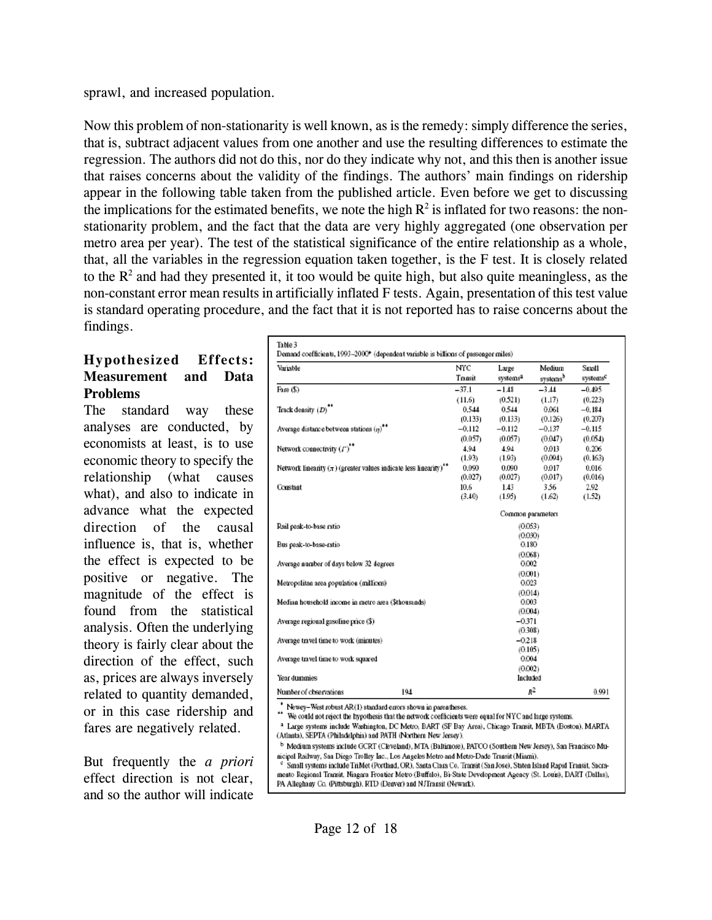sprawl, and increased population.

Now this problem of non-stationarity is well known, as is the remedy: simply difference the series, that is, subtract adjacent values from one another and use the resulting differences to estimate the regression. The authors did not do this, nor do they indicate why not, and this then is another issue that raises concerns about the validity of the findings. The authors' main findings on ridership appear in the following table taken from the published article. Even before we get to discussing the implications for the estimated benefits, we note the high $R^2$ is inflated for two reasons: the non-stationarity problem, and the fact that the data are very highly aggregated (one observation per metro area per year). The test of the statistical significance of the entire relationship as a whole, that, all the variables in the regression equation taken together, is the F test. It is closely related to the $R^2$ and had they presented it, it too would be quite high, but also quite meaningless, as the non-constant error mean results in artificially inflated F tests. Again, presentation of this test value is standard operating procedure, and the fact that it is not reported has to raise concerns about the findings.

Table 3
Demand coefficients, 1993–2000* (dependent variable is billions of passenger miles)

| Variable | NYC Transit | Large systems[a] | Medium systems[b] | Small systems[c] |
|---|---|---|---|---|
| Fare ($) | −37.1 | −1.48 | −3.44 | −0.495 |
| | (11.6) | (0.521) | (1.17) | (0.223) |
| Track density ($D$)** | 0.544 | 0.544 | 0.061 | −0.184 |
| | (0.133) | (0.133) | (0.126) | (0.207) |
| Average distance between stations ($\eta$)** | −0.112 | −0.112 | −0.137 | −0.115 |
| | (0.057) | (0.057) | (0.047) | (0.054) |
| Network connectivity ($\Gamma$)** | 4.94 | 4.94 | 0.013 | 0.206 |
| | (1.93) | (1.93) | (0.094) | (0.163) |
| Network linearity ($\pi$) (greater values indicate less linearity)** | 0.090 | 0.090 | 0.017 | 0.016 |
| | (0.027) | (0.027) | (0.017) | (0.016) |
| Constant | 10.6 | 1.43 | 3.56 | 2.92 |
| | (3.40) | (1.95) | (1.62) | (1.52) |
| | | Common parameters | | |
| Rail peak-to-base ratio | | (0.053) | | |
| | | (0.030) | | |
| Bus peak-to-base-ratio | | 0.180 | | |
| | | (0.068) | | |
| Average number of days below 32 degrees | | 0.002 | | |
| | | (0.001) | | |
| Metropolitan area population (millions) | | 0.023 | | |
| | | (0.014) | | |
| Median household income in metro area ($thousands) | | 0.003 | | |
| | | (0.004) | | |
| Average regional gasoline price ($) | | −0.371 | | |
| | | (0.308) | | |
| Average travel time to work (minutes) | | −0.218 | | |
| | | (0.105) | | |
| Average travel time to work squared | | 0.004 | | |
| | | (0.002) | | |
| Year dummies | | Included | | |
| Number of observations 194 | | | $R^2$ | 0.991 |

\* Newey–West robust AR(1) standard errors shown in parentheses.
\*\* We could not reject the hypothesis that the network coefficients were equal for NYC and large systems.
[a] Large systems include Washington, DC Metro, BART (SF Bay Area), Chicago Transit, MBTA (Boston), MARTA (Atlanta), SEPTA (Philadelphia) and PATH (Northern New Jersey).
[b] Medium systems include GCRT (Cleveland), MTA (Baltimore), PATCO (Southern New Jersey), San Francisco Municipal Railway, San Diego Trolley Inc., Los Angeles Metro and Metro-Dade Transit (Miami).
[c] Small systems include TriMet (Portland, OR), Santa Clara Co. Transit (San Jose), Staten Island Rapid Transit, Sacramento Regional Transit, Niagara Frontier Metro (Buffalo), Bi-State Development Agency (St. Louis), DART (Dallas), PA Allegheny Co. (Pittsburgh), RTD (Denver) and NJTransit (Newark).

### Hypothesized Effects: Measurement and Data Problems

The standard way these analyses are conducted, by economists at least, is to use economic theory to specify the relationship (what causes what), and also to indicate in advance what the expected direction of the causal influence is, that is, whether the effect is expected to be positive or negative. The magnitude of the effect is found from the statistical analysis. Often the underlying theory is fairly clear about the direction of the effect, such as, prices are always inversely related to quantity demanded, or in this case ridership and fares are negatively related.

But frequently the *a priori* effect direction is not clear, and so the author will indicate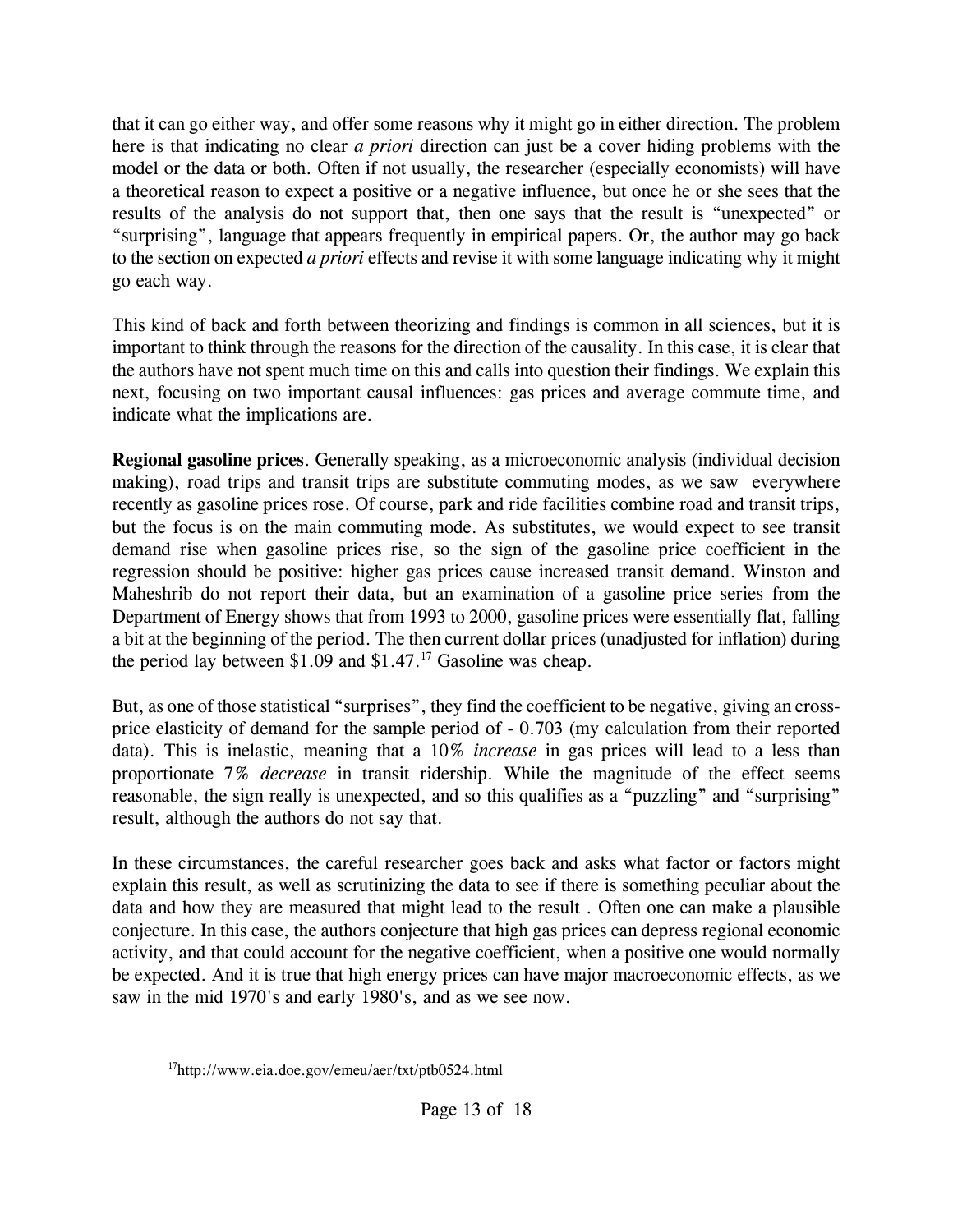that it can go either way, and offer some reasons why it might go in either direction. The problem here is that indicating no clear *a priori* direction can just be a cover hiding problems with the model or the data or both. Often if not usually, the researcher (especially economists) will have a theoretical reason to expect a positive or a negative influence, but once he or she sees that the results of the analysis do not support that, then one says that the result is "unexpected" or "surprising", language that appears frequently in empirical papers. Or, the author may go back to the section on expected *a priori* effects and revise it with some language indicating why it might go each way.

This kind of back and forth between theorizing and findings is common in all sciences, but it is important to think through the reasons for the direction of the causality. In this case, it is clear that the authors have not spent much time on this and calls into question their findings. We explain this next, focusing on two important causal influences: gas prices and average commute time, and indicate what the implications are.

**Regional gasoline prices**. Generally speaking, as a microeconomic analysis (individual decision making), road trips and transit trips are substitute commuting modes, as we saw everywhere recently as gasoline prices rose. Of course, park and ride facilities combine road and transit trips, but the focus is on the main commuting mode. As substitutes, we would expect to see transit demand rise when gasoline prices rise, so the sign of the gasoline price coefficient in the regression should be positive: higher gas prices cause increased transit demand. Winston and Maheshrib do not report their data, but an examination of a gasoline price series from the Department of Energy shows that from 1993 to 2000, gasoline prices were essentially flat, falling a bit at the beginning of the period. The then current dollar prices (unadjusted for inflation) during the period lay between \$1.09 and \$1.47.[17] Gasoline was cheap.

But, as one of those statistical "surprises", they find the coefficient to be negative, giving an cross-price elasticity of demand for the sample period of - 0.703 (my calculation from their reported data). This is inelastic, meaning that a 10% *increase* in gas prices will lead to a less than proportionate 7% *decrease* in transit ridership. While the magnitude of the effect seems reasonable, the sign really is unexpected, and so this qualifies as a "puzzling" and "surprising" result, although the authors do not say that.

In these circumstances, the careful researcher goes back and asks what factor or factors might explain this result, as well as scrutinizing the data to see if there is something peculiar about the data and how they are measured that might lead to the result . Often one can make a plausible conjecture. In this case, the authors conjecture that high gas prices can depress regional economic activity, and that could account for the negative coefficient, when a positive one would normally be expected. And it is true that high energy prices can have major macroeconomic effects, as we saw in the mid 1970's and early 1980's, and as we see now.

[17] http://www.eia.doe.gov/emeu/aer/txt/ptb0524.html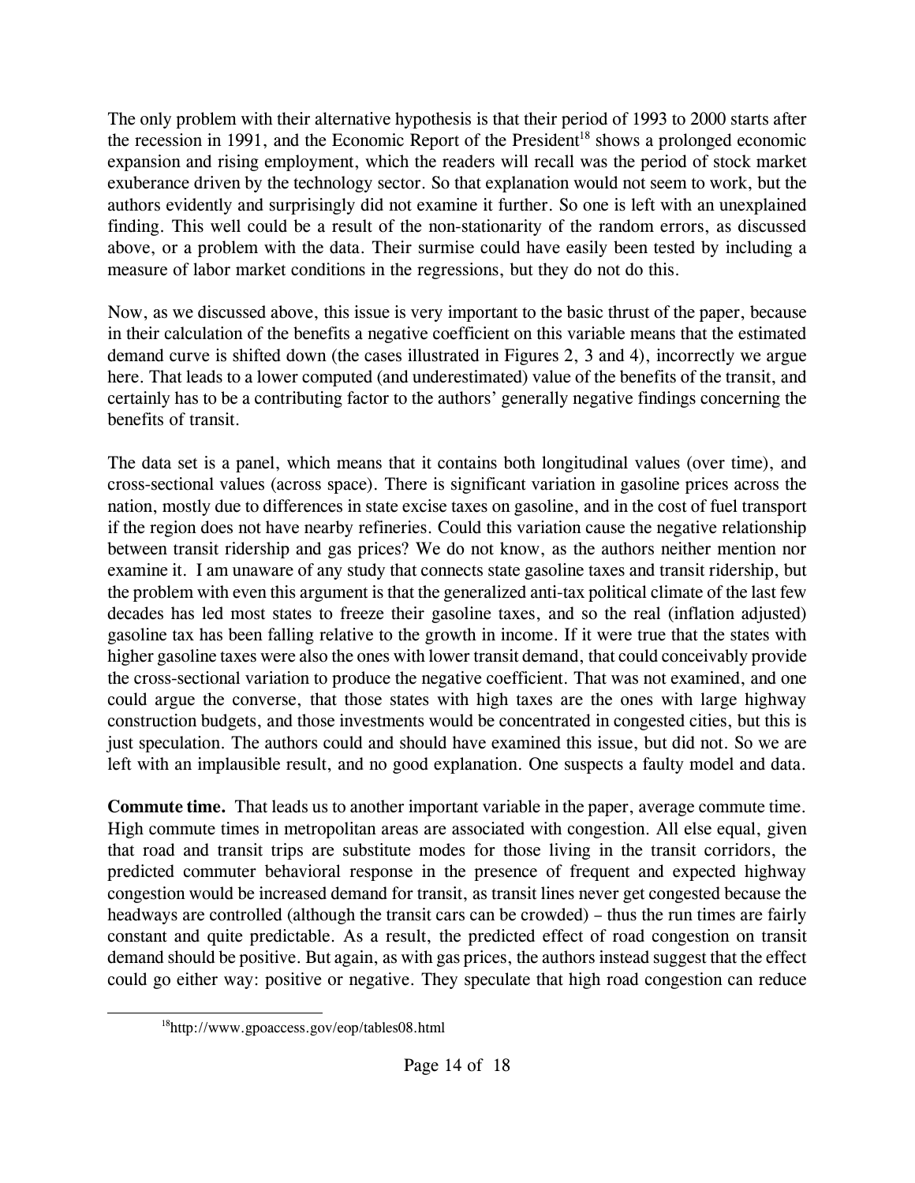The only problem with their alternative hypothesis is that their period of 1993 to 2000 starts after the recession in 1991, and the Economic Report of the President[18] shows a prolonged economic expansion and rising employment, which the readers will recall was the period of stock market exuberance driven by the technology sector. So that explanation would not seem to work, but the authors evidently and surprisingly did not examine it further. So one is left with an unexplained finding. This well could be a result of the non-stationarity of the random errors, as discussed above, or a problem with the data. Their surmise could have easily been tested by including a measure of labor market conditions in the regressions, but they do not do this.

Now, as we discussed above, this issue is very important to the basic thrust of the paper, because in their calculation of the benefits a negative coefficient on this variable means that the estimated demand curve is shifted down (the cases illustrated in Figures 2, 3 and 4), incorrectly we argue here. That leads to a lower computed (and underestimated) value of the benefits of the transit, and certainly has to be a contributing factor to the authors' generally negative findings concerning the benefits of transit.

The data set is a panel, which means that it contains both longitudinal values (over time), and cross-sectional values (across space). There is significant variation in gasoline prices across the nation, mostly due to differences in state excise taxes on gasoline, and in the cost of fuel transport if the region does not have nearby refineries. Could this variation cause the negative relationship between transit ridership and gas prices? We do not know, as the authors neither mention nor examine it. I am unaware of any study that connects state gasoline taxes and transit ridership, but the problem with even this argument is that the generalized anti-tax political climate of the last few decades has led most states to freeze their gasoline taxes, and so the real (inflation adjusted) gasoline tax has been falling relative to the growth in income. If it were true that the states with higher gasoline taxes were also the ones with lower transit demand, that could conceivably provide the cross-sectional variation to produce the negative coefficient. That was not examined, and one could argue the converse, that those states with high taxes are the ones with large highway construction budgets, and those investments would be concentrated in congested cities, but this is just speculation. The authors could and should have examined this issue, but did not. So we are left with an implausible result, and no good explanation. One suspects a faulty model and data.

**Commute time.** That leads us to another important variable in the paper, average commute time. High commute times in metropolitan areas are associated with congestion. All else equal, given that road and transit trips are substitute modes for those living in the transit corridors, the predicted commuter behavioral response in the presence of frequent and expected highway congestion would be increased demand for transit, as transit lines never get congested because the headways are controlled (although the transit cars can be crowded) – thus the run times are fairly constant and quite predictable. As a result, the predicted effect of road congestion on transit demand should be positive. But again, as with gas prices, the authors instead suggest that the effect could go either way: positive or negative. They speculate that high road congestion can reduce

[18] http://www.gpoaccess.gov/eop/tables08.html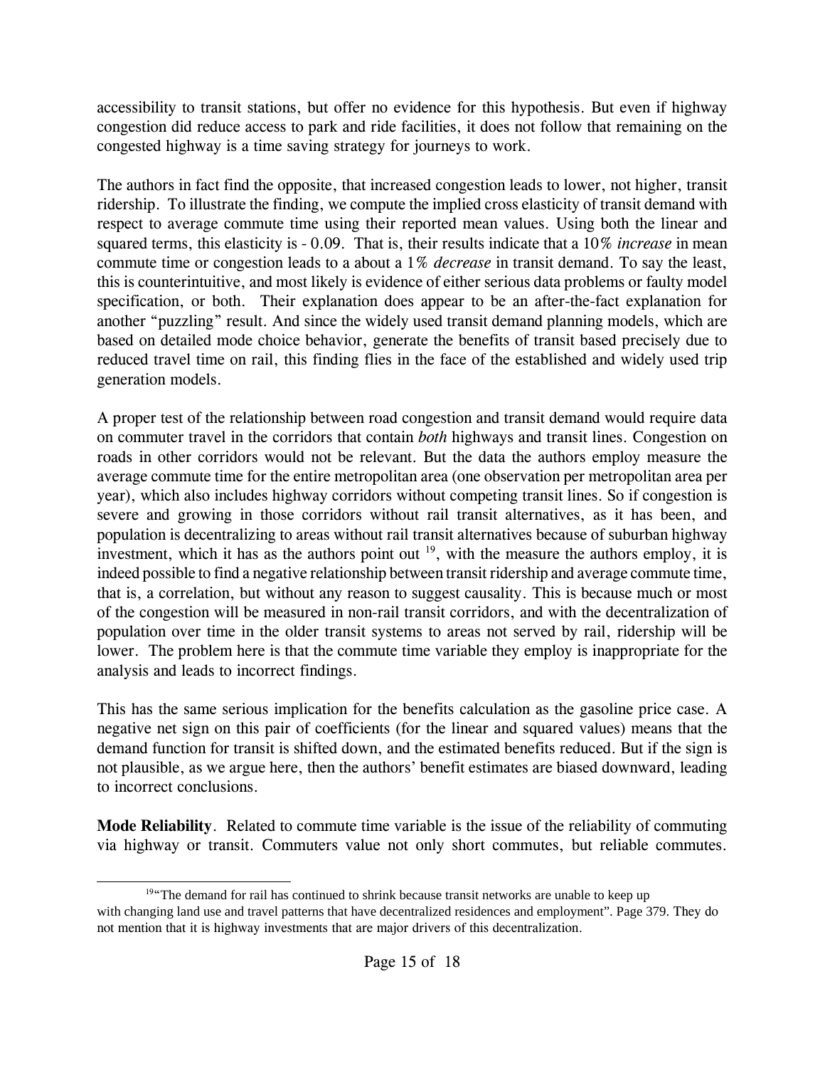accessibility to transit stations, but offer no evidence for this hypothesis. But even if highway congestion did reduce access to park and ride facilities, it does not follow that remaining on the congested highway is a time saving strategy for journeys to work.

The authors in fact find the opposite, that increased congestion leads to lower, not higher, transit ridership. To illustrate the finding, we compute the implied cross elasticity of transit demand with respect to average commute time using their reported mean values. Using both the linear and squared terms, this elasticity is - 0.09. That is, their results indicate that a 10% *increase* in mean commute time or congestion leads to a about a 1% *decrease* in transit demand. To say the least, this is counterintuitive, and most likely is evidence of either serious data problems or faulty model specification, or both. Their explanation does appear to be an after-the-fact explanation for another "puzzling" result. And since the widely used transit demand planning models, which are based on detailed mode choice behavior, generate the benefits of transit based precisely due to reduced travel time on rail, this finding flies in the face of the established and widely used trip generation models.

A proper test of the relationship between road congestion and transit demand would require data on commuter travel in the corridors that contain *both* highways and transit lines. Congestion on roads in other corridors would not be relevant. But the data the authors employ measure the average commute time for the entire metropolitan area (one observation per metropolitan area per year), which also includes highway corridors without competing transit lines. So if congestion is severe and growing in those corridors without rail transit alternatives, as it has been, and population is decentralizing to areas without rail transit alternatives because of suburban highway investment, which it has as the authors point out [19], with the measure the authors employ, it is indeed possible to find a negative relationship between transit ridership and average commute time, that is, a correlation, but without any reason to suggest causality. This is because much or most of the congestion will be measured in non-rail transit corridors, and with the decentralization of population over time in the older transit systems to areas not served by rail, ridership will be lower. The problem here is that the commute time variable they employ is inappropriate for the analysis and leads to incorrect findings.

This has the same serious implication for the benefits calculation as the gasoline price case. A negative net sign on this pair of coefficients (for the linear and squared values) means that the demand function for transit is shifted down, and the estimated benefits reduced. But if the sign is not plausible, as we argue here, then the authors' benefit estimates are biased downward, leading to incorrect conclusions.

**Mode Reliability**. Related to commute time variable is the issue of the reliability of commuting via highway or transit. Commuters value not only short commutes, but reliable commutes.

[19] "The demand for rail has continued to shrink because transit networks are unable to keep up with changing land use and travel patterns that have decentralized residences and employment". Page 379. They do not mention that it is highway investments that are major drivers of this decentralization.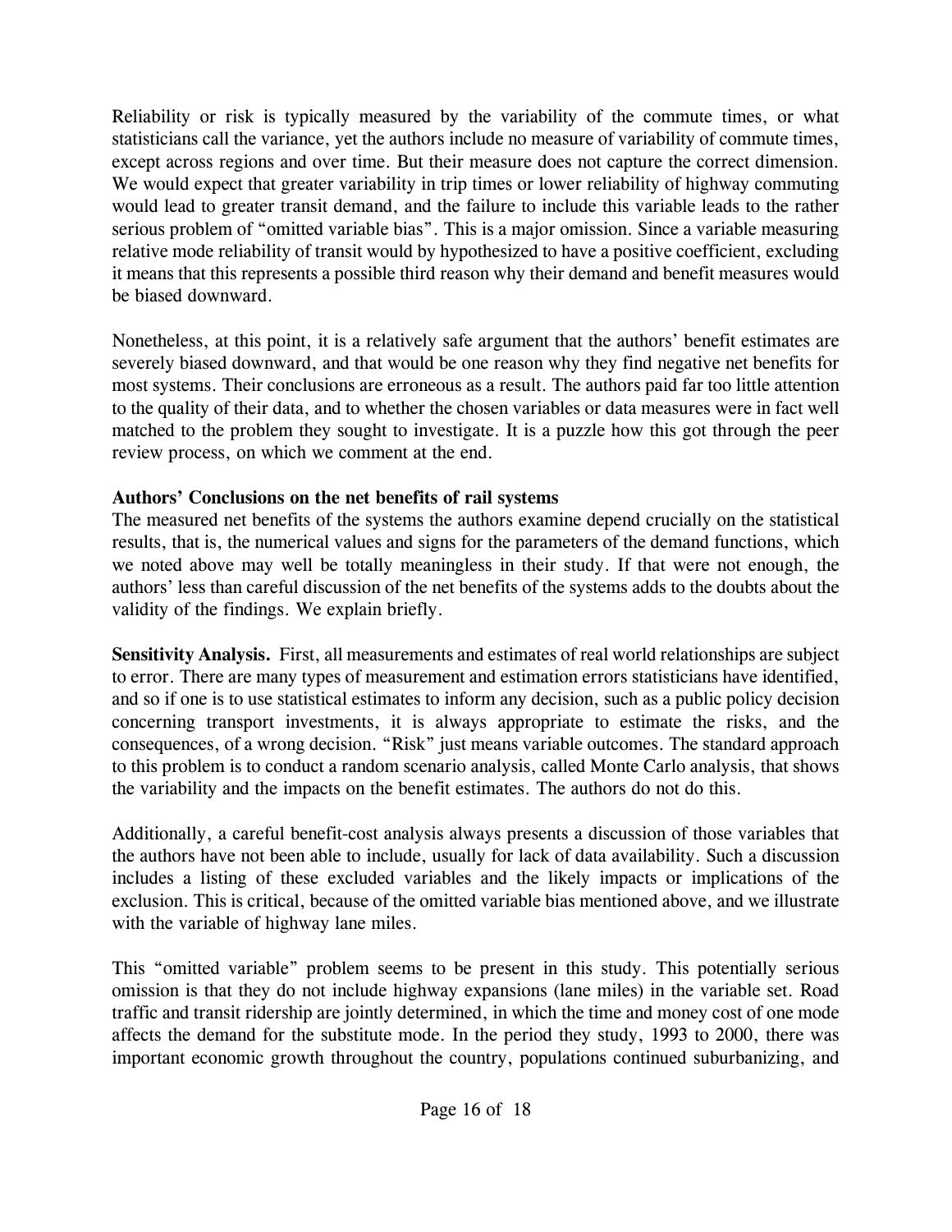Reliability or risk is typically measured by the variability of the commute times, or what statisticians call the variance, yet the authors include no measure of variability of commute times, except across regions and over time. But their measure does not capture the correct dimension. We would expect that greater variability in trip times or lower reliability of highway commuting would lead to greater transit demand, and the failure to include this variable leads to the rather serious problem of "omitted variable bias". This is a major omission. Since a variable measuring relative mode reliability of transit would by hypothesized to have a positive coefficient, excluding it means that this represents a possible third reason why their demand and benefit measures would be biased downward.

Nonetheless, at this point, it is a relatively safe argument that the authors' benefit estimates are severely biased downward, and that would be one reason why they find negative net benefits for most systems. Their conclusions are erroneous as a result. The authors paid far too little attention to the quality of their data, and to whether the chosen variables or data measures were in fact well matched to the problem they sought to investigate. It is a puzzle how this got through the peer review process, on which we comment at the end.

**Authors' Conclusions on the net benefits of rail systems**

The measured net benefits of the systems the authors examine depend crucially on the statistical results, that is, the numerical values and signs for the parameters of the demand functions, which we noted above may well be totally meaningless in their study. If that were not enough, the authors' less than careful discussion of the net benefits of the systems adds to the doubts about the validity of the findings. We explain briefly.

**Sensitivity Analysis.** First, all measurements and estimates of real world relationships are subject to error. There are many types of measurement and estimation errors statisticians have identified, and so if one is to use statistical estimates to inform any decision, such as a public policy decision concerning transport investments, it is always appropriate to estimate the risks, and the consequences, of a wrong decision. "Risk" just means variable outcomes. The standard approach to this problem is to conduct a random scenario analysis, called Monte Carlo analysis, that shows the variability and the impacts on the benefit estimates. The authors do not do this.

Additionally, a careful benefit-cost analysis always presents a discussion of those variables that the authors have not been able to include, usually for lack of data availability. Such a discussion includes a listing of these excluded variables and the likely impacts or implications of the exclusion. This is critical, because of the omitted variable bias mentioned above, and we illustrate with the variable of highway lane miles.

This "omitted variable" problem seems to be present in this study. This potentially serious omission is that they do not include highway expansions (lane miles) in the variable set. Road traffic and transit ridership are jointly determined, in which the time and money cost of one mode affects the demand for the substitute mode. In the period they study, 1993 to 2000, there was important economic growth throughout the country, populations continued suburbanizing, and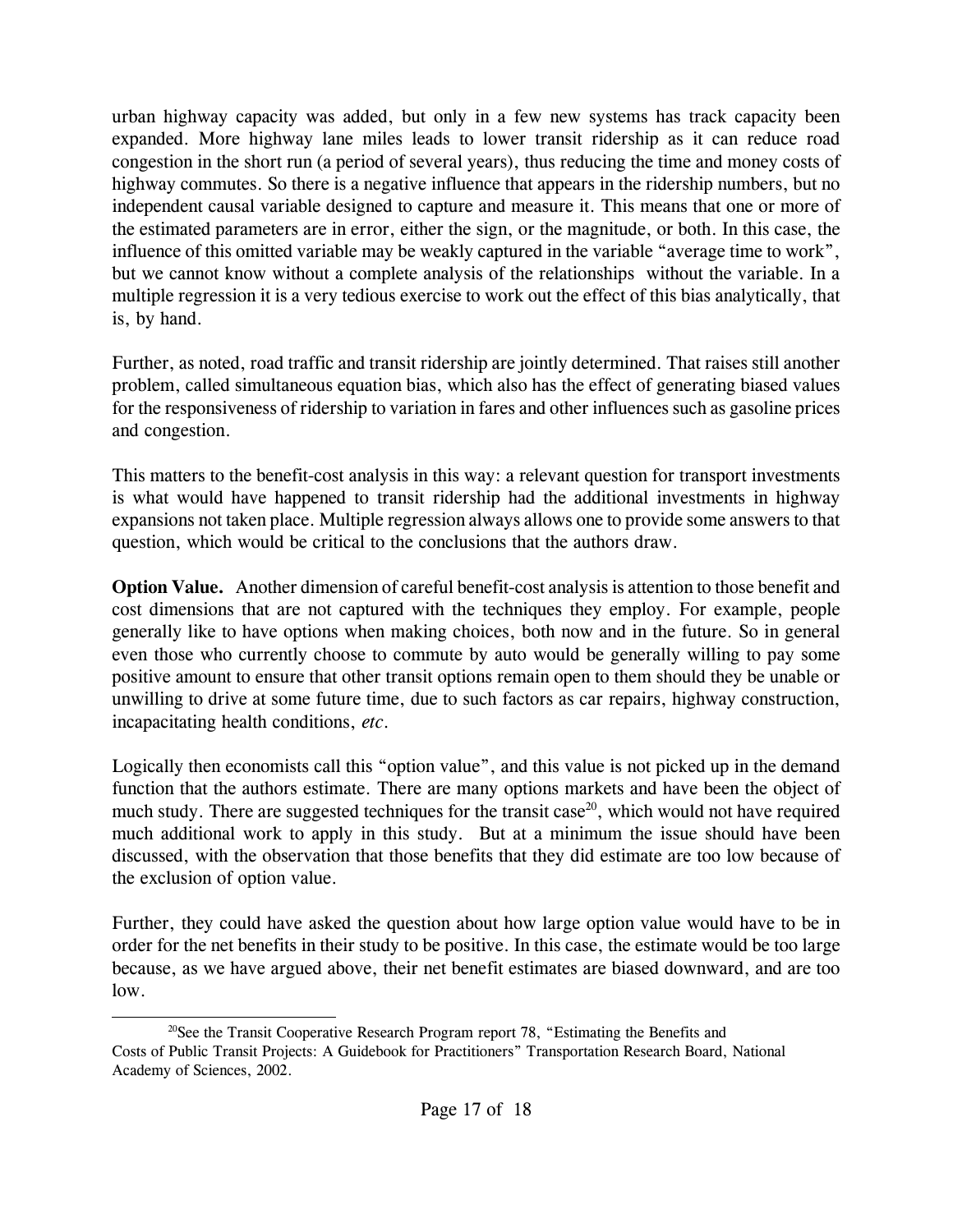urban highway capacity was added, but only in a few new systems has track capacity been expanded. More highway lane miles leads to lower transit ridership as it can reduce road congestion in the short run (a period of several years), thus reducing the time and money costs of highway commutes. So there is a negative influence that appears in the ridership numbers, but no independent causal variable designed to capture and measure it. This means that one or more of the estimated parameters are in error, either the sign, or the magnitude, or both. In this case, the influence of this omitted variable may be weakly captured in the variable "average time to work", but we cannot know without a complete analysis of the relationships without the variable. In a multiple regression it is a very tedious exercise to work out the effect of this bias analytically, that is, by hand.

Further, as noted, road traffic and transit ridership are jointly determined. That raises still another problem, called simultaneous equation bias, which also has the effect of generating biased values for the responsiveness of ridership to variation in fares and other influences such as gasoline prices and congestion.

This matters to the benefit-cost analysis in this way: a relevant question for transport investments is what would have happened to transit ridership had the additional investments in highway expansions not taken place. Multiple regression always allows one to provide some answers to that question, which would be critical to the conclusions that the authors draw.

**Option Value.** Another dimension of careful benefit-cost analysis is attention to those benefit and cost dimensions that are not captured with the techniques they employ. For example, people generally like to have options when making choices, both now and in the future. So in general even those who currently choose to commute by auto would be generally willing to pay some positive amount to ensure that other transit options remain open to them should they be unable or unwilling to drive at some future time, due to such factors as car repairs, highway construction, incapacitating health conditions, *etc*.

Logically then economists call this "option value", and this value is not picked up in the demand function that the authors estimate. There are many options markets and have been the object of much study. There are suggested techniques for the transit case[20], which would not have required much additional work to apply in this study. But at a minimum the issue should have been discussed, with the observation that those benefits that they did estimate are too low because of the exclusion of option value.

Further, they could have asked the question about how large option value would have to be in order for the net benefits in their study to be positive. In this case, the estimate would be too large because, as we have argued above, their net benefit estimates are biased downward, and are too low.

[20] See the Transit Cooperative Research Program report 78, "Estimating the Benefits and Costs of Public Transit Projects: A Guidebook for Practitioners" Transportation Research Board, National Academy of Sciences, 2002.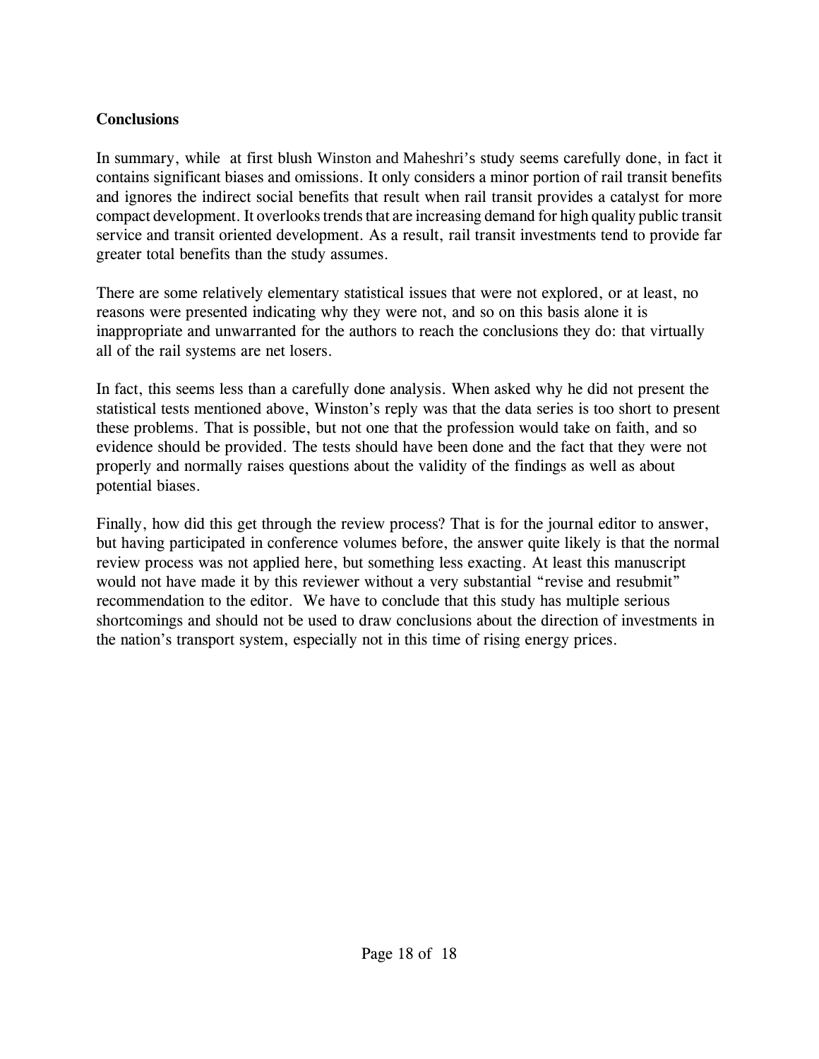**Conclusions**

In summary, while at first blush Winston and Maheshri's study seems carefully done, in fact it contains significant biases and omissions. It only considers a minor portion of rail transit benefits and ignores the indirect social benefits that result when rail transit provides a catalyst for more compact development. It overlooks trends that are increasing demand for high quality public transit service and transit oriented development. As a result, rail transit investments tend to provide far greater total benefits than the study assumes.

There are some relatively elementary statistical issues that were not explored, or at least, no reasons were presented indicating why they were not, and so on this basis alone it is inappropriate and unwarranted for the authors to reach the conclusions they do: that virtually all of the rail systems are net losers.

In fact, this seems less than a carefully done analysis. When asked why he did not present the statistical tests mentioned above, Winston's reply was that the data series is too short to present these problems. That is possible, but not one that the profession would take on faith, and so evidence should be provided. The tests should have been done and the fact that they were not properly and normally raises questions about the validity of the findings as well as about potential biases.

Finally, how did this get through the review process? That is for the journal editor to answer, but having participated in conference volumes before, the answer quite likely is that the normal review process was not applied here, but something less exacting. At least this manuscript would not have made it by this reviewer without a very substantial "revise and resubmit" recommendation to the editor. We have to conclude that this study has multiple serious shortcomings and should not be used to draw conclusions about the direction of investments in the nation's transport system, especially not in this time of rising energy prices.